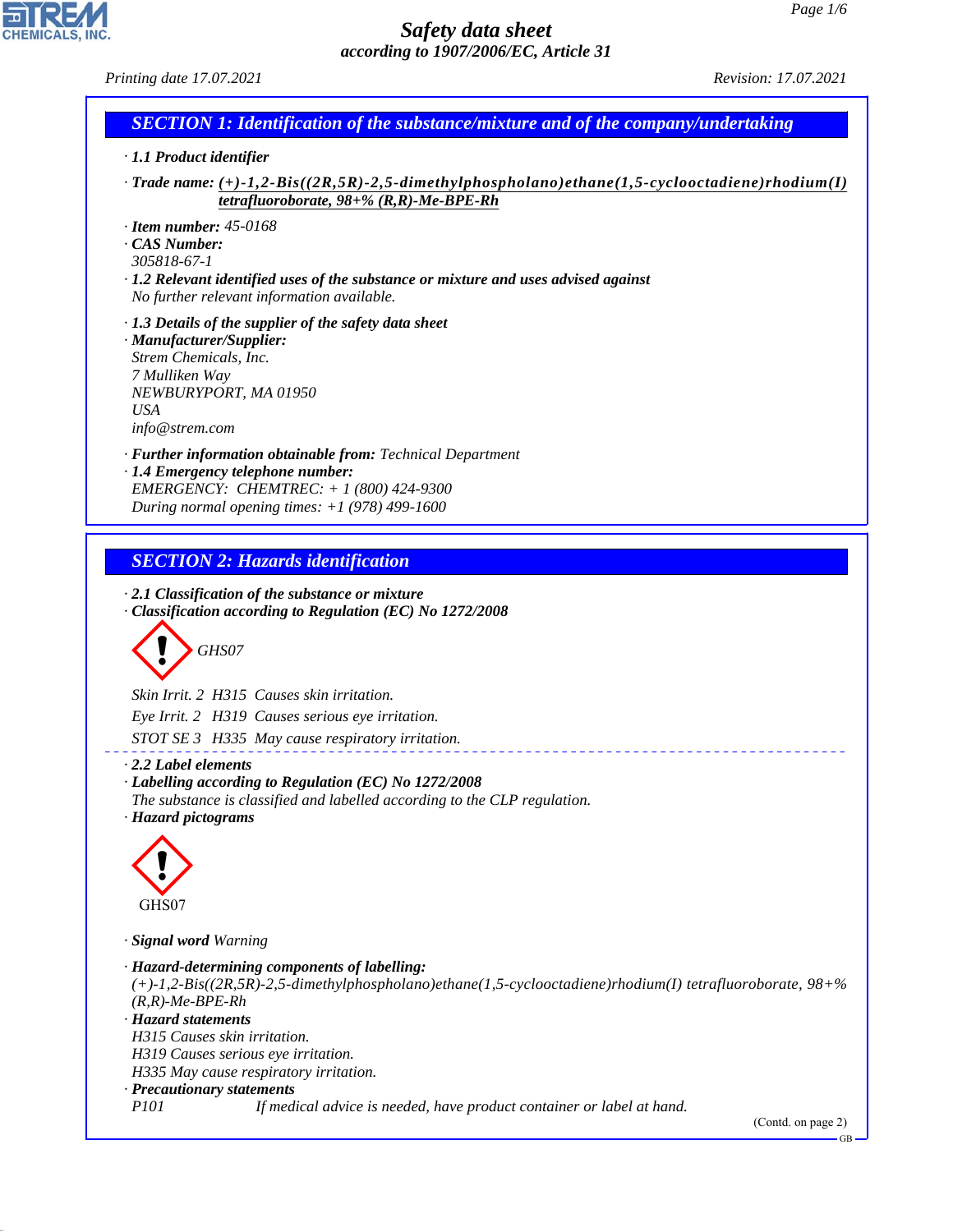# Safety data sheet

*according to 1907/2006/EC, Article 31*

Printing date 17.07.2021 Revision: 17.07.2021

## SECTION 1: Identification of the substance/mixture and of the company/undertaking

· **1.1 Product identifier**

· **Trade name:** ***(+)-1,2-Bis((2R,5R)-2,5-dimethylphospholano)ethane(1,5-cyclooctadiene)rhodium(I) tetrafluoroborate, 98+% (R,R)-Me-BPE-Rh***

· **Item number:** 45-0168
· **CAS Number:**
305818-67-1
· **1.2 Relevant identified uses of the substance or mixture and uses advised against**
No further relevant information available.

· **1.3 Details of the supplier of the safety data sheet**
· **Manufacturer/Supplier:**
Strem Chemicals, Inc.
7 Mulliken Way
NEWBURYPORT, MA 01950
USA
info@strem.com

· **Further information obtainable from:** Technical Department
· **1.4 Emergency telephone number:**
EMERGENCY: CHEMTREC: + 1 (800) 424-9300
During normal opening times: +1 (978) 499-1600

## SECTION 2: Hazards identification

· **2.1 Classification of the substance or mixture**
· **Classification according to Regulation (EC) No 1272/2008**

GHS07

Skin Irrit. 2 H315 Causes skin irritation.

Eye Irrit. 2 H319 Causes serious eye irritation.

STOT SE 3 H335 May cause respiratory irritation.

· **2.2 Label elements**
· **Labelling according to Regulation (EC) No 1272/2008**
The substance is classified and labelled according to the CLP regulation.
· **Hazard pictograms**

GHS07

· **Signal word** Warning

· **Hazard-determining components of labelling:**
(+)-1,2-Bis((2R,5R)-2,5-dimethylphospholano)ethane(1,5-cyclooctadiene)rhodium(I) tetrafluoroborate, 98+% (R,R)-Me-BPE-Rh
· **Hazard statements**
H315 Causes skin irritation.
H319 Causes serious eye irritation.
H335 May cause respiratory irritation.
· **Precautionary statements**
P101 If medical advice is needed, have product container or label at hand.

(Contd. on page 2)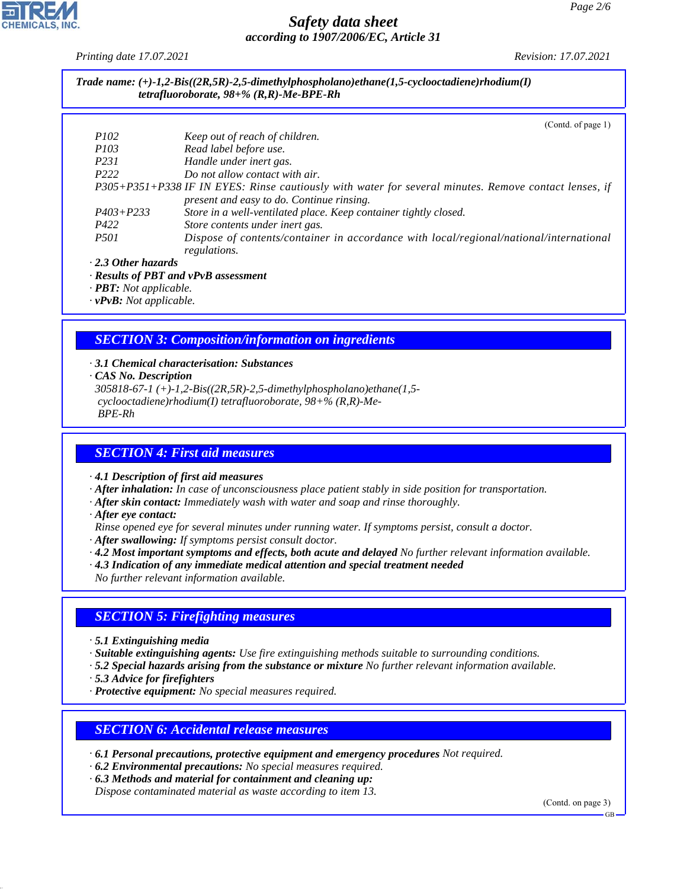**Trade name: (+)-1,2-Bis((2R,5R)-2,5-dimethylphospholano)ethane(1,5-cyclooctadiene)rhodium(I) tetrafluoroborate, 98+% (R,R)-Me-BPE-Rh**

(Contd. of page 1)

| | |
|---|---|
| P102 | Keep out of reach of children. |
| P103 | Read label before use. |
| P231 | Handle under inert gas. |
| P222 | Do not allow contact with air. |
| P305+P351+P338 | IF IN EYES: Rinse cautiously with water for several minutes. Remove contact lenses, if present and easy to do. Continue rinsing. |
| P403+P233 | Store in a well-ventilated place. Keep container tightly closed. |
| P422 | Store contents under inert gas. |
| P501 | Dispose of contents/container in accordance with local/regional/national/international regulations. |

· **2.3 Other hazards**
· **Results of PBT and vPvB assessment**
· **PBT:** Not applicable.
· **vPvB:** Not applicable.

## SECTION 3: Composition/information on ingredients

· **3.1 Chemical characterisation: Substances**
· **CAS No. Description**
305818-67-1 (+)-1,2-Bis((2R,5R)-2,5-dimethylphospholano)ethane(1,5-cyclooctadiene)rhodium(I) tetrafluoroborate, 98+% (R,R)-Me-BPE-Rh

## SECTION 4: First aid measures

· **4.1 Description of first aid measures**
· **After inhalation:** In case of unconsciousness place patient stably in side position for transportation.
· **After skin contact:** Immediately wash with water and soap and rinse thoroughly.
· **After eye contact:**
Rinse opened eye for several minutes under running water. If symptoms persist, consult a doctor.
· **After swallowing:** If symptoms persist consult doctor.
· **4.2 Most important symptoms and effects, both acute and delayed** No further relevant information available.
· **4.3 Indication of any immediate medical attention and special treatment needed**
No further relevant information available.

## SECTION 5: Firefighting measures

· **5.1 Extinguishing media**
· **Suitable extinguishing agents:** Use fire extinguishing methods suitable to surrounding conditions.
· **5.2 Special hazards arising from the substance or mixture** No further relevant information available.
· **5.3 Advice for firefighters**
· **Protective equipment:** No special measures required.

## SECTION 6: Accidental release measures

· **6.1 Personal precautions, protective equipment and emergency procedures** Not required.
· **6.2 Environmental precautions:** No special measures required.
· **6.3 Methods and material for containment and cleaning up:**
Dispose contaminated material as waste according to item 13.

(Contd. on page 3)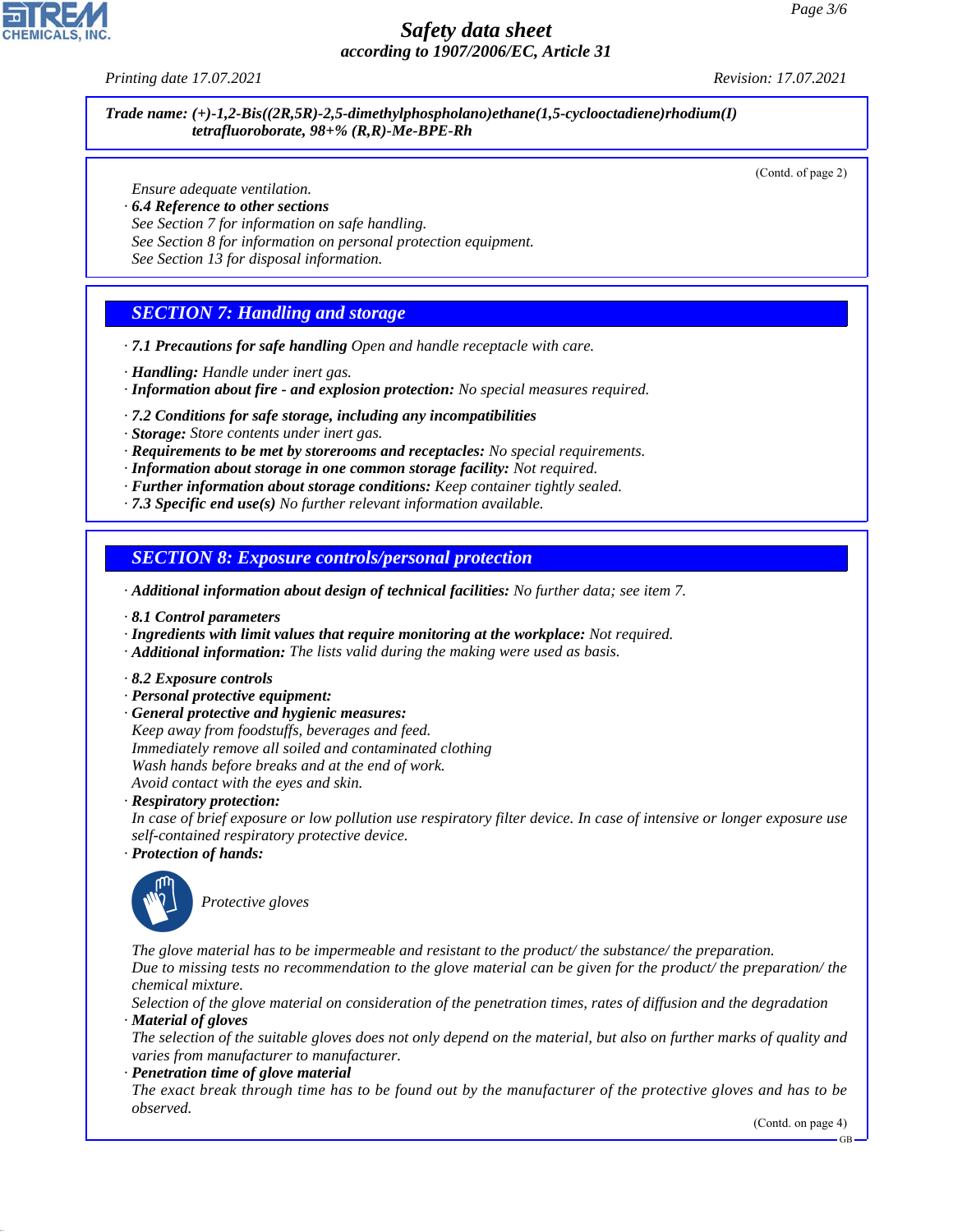Trade name: (+)-1,2-Bis((2R,5R)-2,5-dimethylphospholano)ethane(1,5-cyclooctadiene)rhodium(I) tetrafluoroborate, 98+% (R,R)-Me-BPE-Rh

(Contd. of page 2)

Ensure adequate ventilation.

· **6.4 Reference to other sections**
See Section 7 for information on safe handling.
See Section 8 for information on personal protection equipment.
See Section 13 for disposal information.

## SECTION 7: Handling and storage

· **7.1 Precautions for safe handling** Open and handle receptacle with care.

· **Handling:** Handle under inert gas.
· **Information about fire - and explosion protection:** No special measures required.

· **7.2 Conditions for safe storage, including any incompatibilities**
· **Storage:** Store contents under inert gas.
· **Requirements to be met by storerooms and receptacles:** No special requirements.
· **Information about storage in one common storage facility:** Not required.
· **Further information about storage conditions:** Keep container tightly sealed.
· **7.3 Specific end use(s)** No further relevant information available.

## SECTION 8: Exposure controls/personal protection

· **Additional information about design of technical facilities:** No further data; see item 7.

· **8.1 Control parameters**
· **Ingredients with limit values that require monitoring at the workplace:** Not required.
· **Additional information:** The lists valid during the making were used as basis.

· **8.2 Exposure controls**
· **Personal protective equipment:**
· **General protective and hygienic measures:**
Keep away from foodstuffs, beverages and feed.
Immediately remove all soiled and contaminated clothing
Wash hands before breaks and at the end of work.
Avoid contact with the eyes and skin.
· **Respiratory protection:**
In case of brief exposure or low pollution use respiratory filter device. In case of intensive or longer exposure use self-contained respiratory protective device.
· **Protection of hands:**

Protective gloves

The glove material has to be impermeable and resistant to the product/ the substance/ the preparation.
Due to missing tests no recommendation to the glove material can be given for the product/ the preparation/ the chemical mixture.
Selection of the glove material on consideration of the penetration times, rates of diffusion and the degradation
· **Material of gloves**
The selection of the suitable gloves does not only depend on the material, but also on further marks of quality and varies from manufacturer to manufacturer.
· **Penetration time of glove material**
The exact break through time has to be found out by the manufacturer of the protective gloves and has to be observed.

(Contd. on page 4)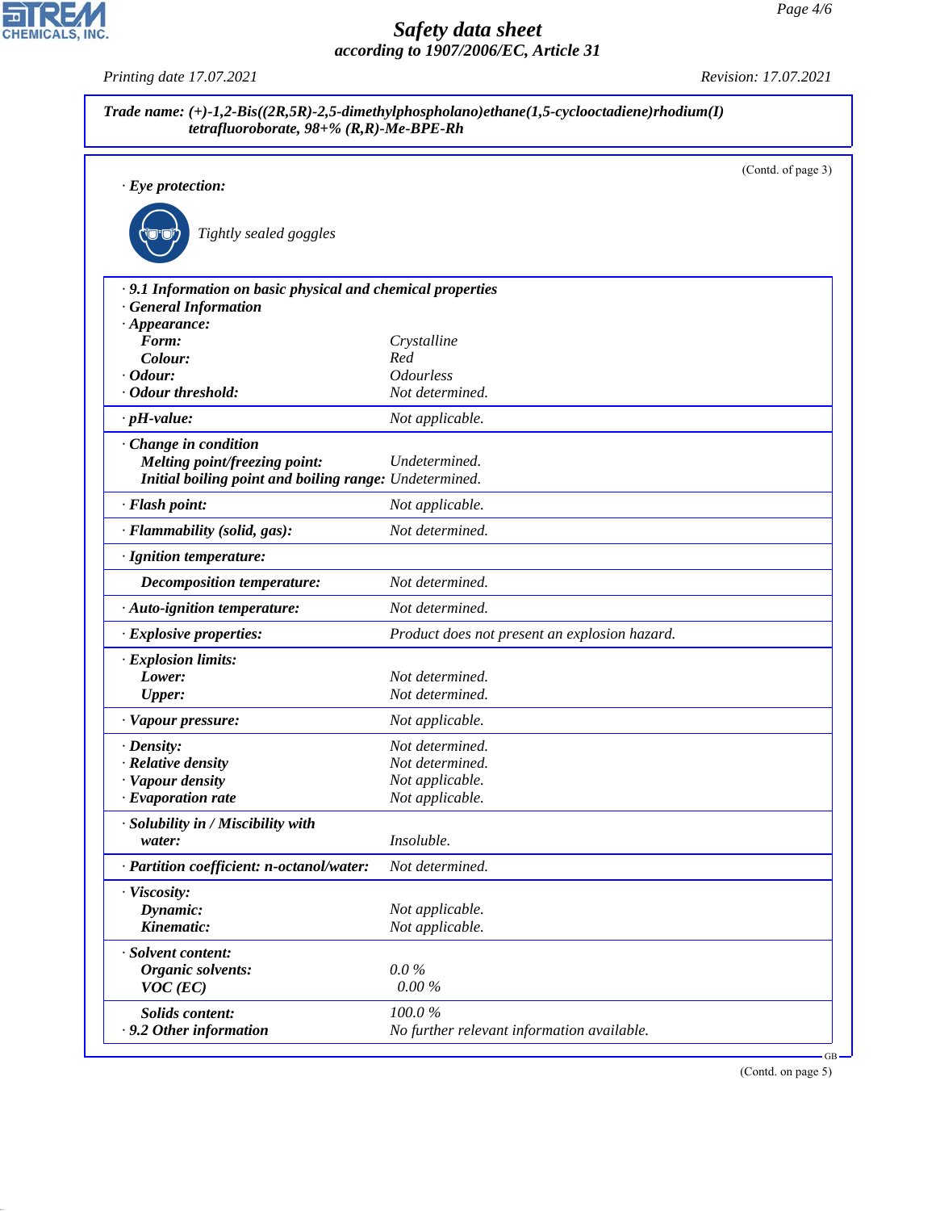Trade name: (+)-1,2-Bis((2R,5R)-2,5-dimethylphospholano)ethane(1,5-cyclooctadiene)rhodium(I) tetrafluoroborate, 98+% (R,R)-Me-BPE-Rh

(Contd. of page 3)

· **Eye protection:**

Tightly sealed goggles

· **9.1 Information on basic physical and chemical properties**
· **General Information**

| Property | Value |
|---|---|
| · **Appearance:** | |
| **Form:** | Crystalline |
| **Colour:** | Red |
| · **Odour:** | Odourless |
| · **Odour threshold:** | Not determined. |
| · **pH-value:** | Not applicable. |
| · **Change in condition** | |
| **Melting point/freezing point:** | Undetermined. |
| **Initial boiling point and boiling range:** | Undetermined. |
| · **Flash point:** | Not applicable. |
| · **Flammability (solid, gas):** | Not determined. |
| · **Ignition temperature:** | |
| **Decomposition temperature:** | Not determined. |
| · **Auto-ignition temperature:** | Not determined. |
| · **Explosive properties:** | Product does not present an explosion hazard. |
| · **Explosion limits:** | |
| **Lower:** | Not determined. |
| **Upper:** | Not determined. |
| · **Vapour pressure:** | Not applicable. |
| · **Density:** | Not determined. |
| · **Relative density** | Not determined. |
| · **Vapour density** | Not applicable. |
| · **Evaporation rate** | Not applicable. |
| · **Solubility in / Miscibility with** | |
| **water:** | Insoluble. |
| · **Partition coefficient: n-octanol/water:** | Not determined. |
| · **Viscosity:** | |
| **Dynamic:** | Not applicable. |
| **Kinematic:** | Not applicable. |
| · **Solvent content:** | |
| **Organic solvents:** | 0.0 % |
| **VOC (EC)** | 0.00 % |
| **Solids content:** | 100.0 % |
| · **9.2 Other information** | No further relevant information available. |

(Contd. on page 5)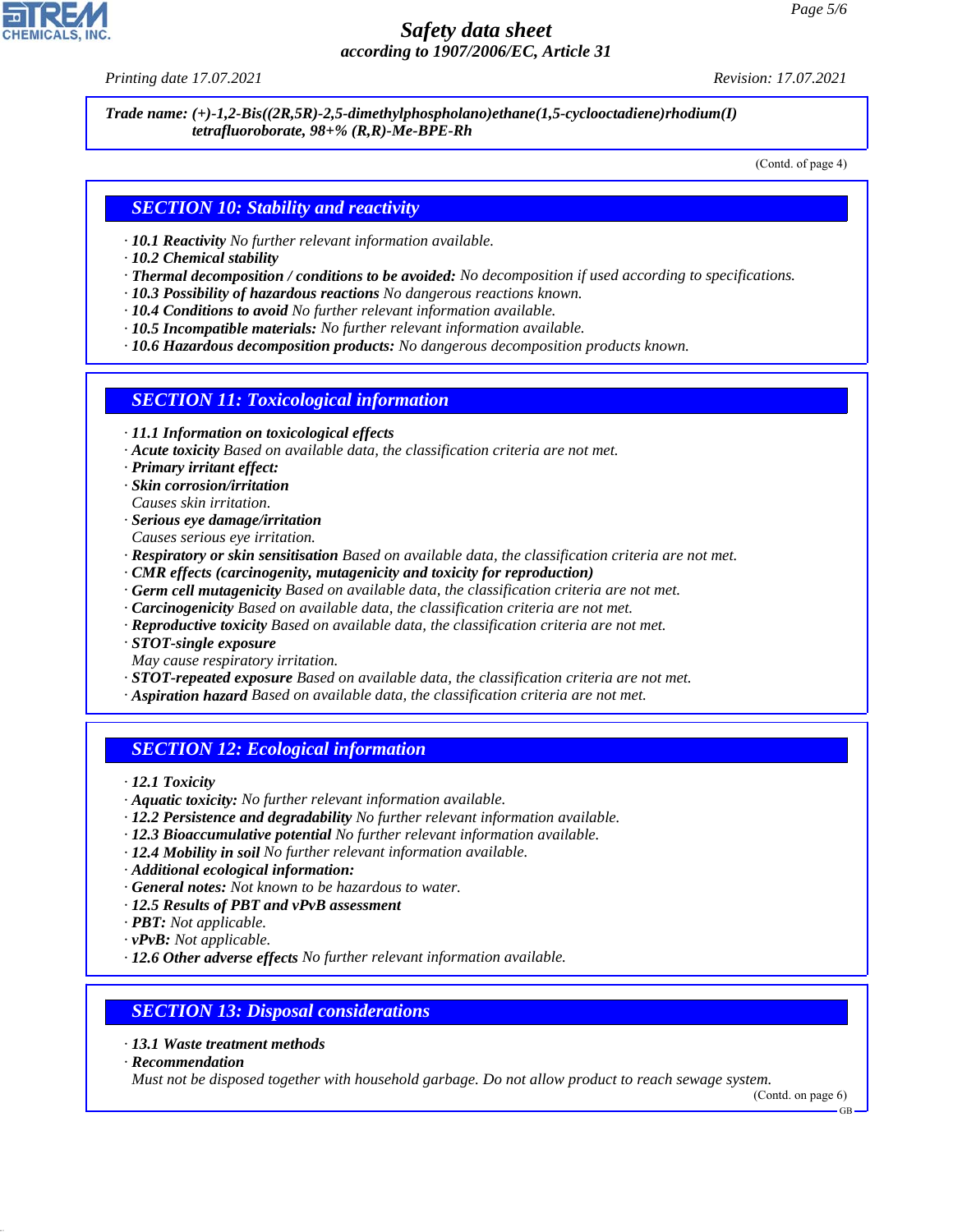*Trade name: (+)-1,2-Bis((2R,5R)-2,5-dimethylphospholano)ethane(1,5-cyclooctadiene)rhodium(I) tetrafluoroborate, 98+% (R,R)-Me-BPE-Rh*

(Contd. of page 4)

## SECTION 10: Stability and reactivity

- ***10.1 Reactivity*** *No further relevant information available.*
- ***10.2 Chemical stability***
- ***Thermal decomposition / conditions to be avoided:*** *No decomposition if used according to specifications.*
- ***10.3 Possibility of hazardous reactions*** *No dangerous reactions known.*
- ***10.4 Conditions to avoid*** *No further relevant information available.*
- ***10.5 Incompatible materials:*** *No further relevant information available.*
- ***10.6 Hazardous decomposition products:*** *No dangerous decomposition products known.*

## SECTION 11: Toxicological information

- ***11.1 Information on toxicological effects***
- ***Acute toxicity*** *Based on available data, the classification criteria are not met.*
- ***Primary irritant effect:***
- ***Skin corrosion/irritation***
  *Causes skin irritation.*
- ***Serious eye damage/irritation***
  *Causes serious eye irritation.*
- ***Respiratory or skin sensitisation*** *Based on available data, the classification criteria are not met.*
- ***CMR effects (carcinogenity, mutagenicity and toxicity for reproduction)***
- ***Germ cell mutagenicity*** *Based on available data, the classification criteria are not met.*
- ***Carcinogenicity*** *Based on available data, the classification criteria are not met.*
- ***Reproductive toxicity*** *Based on available data, the classification criteria are not met.*
- ***STOT-single exposure***
  *May cause respiratory irritation.*
- ***STOT-repeated exposure*** *Based on available data, the classification criteria are not met.*
- ***Aspiration hazard*** *Based on available data, the classification criteria are not met.*

## SECTION 12: Ecological information

- ***12.1 Toxicity***
- ***Aquatic toxicity:*** *No further relevant information available.*
- ***12.2 Persistence and degradability*** *No further relevant information available.*
- ***12.3 Bioaccumulative potential*** *No further relevant information available.*
- ***12.4 Mobility in soil*** *No further relevant information available.*
- ***Additional ecological information:***
- ***General notes:*** *Not known to be hazardous to water.*
- ***12.5 Results of PBT and vPvB assessment***
- ***PBT:*** *Not applicable.*
- ***vPvB:*** *Not applicable.*
- ***12.6 Other adverse effects*** *No further relevant information available.*

## SECTION 13: Disposal considerations

- ***13.1 Waste treatment methods***
- ***Recommendation***
  *Must not be disposed together with household garbage. Do not allow product to reach sewage system.*

(Contd. on page 6)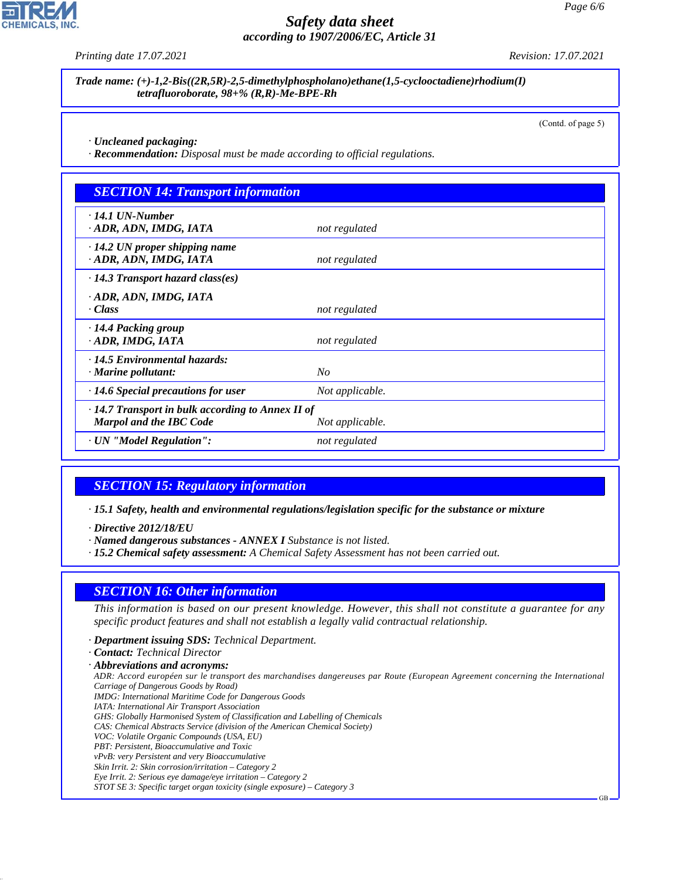**Trade name:** *(+)-1,2-Bis((2R,5R)-2,5-dimethylphospholano)ethane(1,5-cyclooctadiene)rhodium(I) tetrafluoroborate, 98+% (R,R)-Me-BPE-Rh*

(Contd. of page 5)

· **Uncleaned packaging:**
· **Recommendation:** Disposal must be made according to official regulations.

## SECTION 14: Transport information

| | |
|---|---|
| · **14.1 UN-Number**<br>· **ADR, ADN, IMDG, IATA** | not regulated |
| · **14.2 UN proper shipping name**<br>· **ADR, ADN, IMDG, IATA** | not regulated |
| · **14.3 Transport hazard class(es)**<br>· **ADR, ADN, IMDG, IATA**<br>· **Class** | not regulated |
| · **14.4 Packing group**<br>· **ADR, IMDG, IATA** | not regulated |
| · **14.5 Environmental hazards:**<br>· **Marine pollutant:** | No |
| · **14.6 Special precautions for user** | Not applicable. |
| · **14.7 Transport in bulk according to Annex II of Marpol and the IBC Code** | Not applicable. |
| · **UN "Model Regulation":** | not regulated |

## SECTION 15: Regulatory information

· **15.1 Safety, health and environmental regulations/legislation specific for the substance or mixture**

· **Directive 2012/18/EU**
· **Named dangerous substances - ANNEX I** Substance is not listed.
· **15.2 Chemical safety assessment:** A Chemical Safety Assessment has not been carried out.

## SECTION 16: Other information

This information is based on our present knowledge. However, this shall not constitute a guarantee for any specific product features and shall not establish a legally valid contractual relationship.

· **Department issuing SDS:** Technical Department.
· **Contact:** Technical Director
· **Abbreviations and acronyms:**
ADR: Accord européen sur le transport des marchandises dangereuses par Route (European Agreement concerning the International Carriage of Dangerous Goods by Road)
IMDG: International Maritime Code for Dangerous Goods
IATA: International Air Transport Association
GHS: Globally Harmonised System of Classification and Labelling of Chemicals
CAS: Chemical Abstracts Service (division of the American Chemical Society)
VOC: Volatile Organic Compounds (USA, EU)
PBT: Persistent, Bioaccumulative and Toxic
vPvB: very Persistent and very Bioaccumulative
Skin Irrit. 2: Skin corrosion/irritation – Category 2
Eye Irrit. 2: Serious eye damage/eye irritation – Category 2
STOT SE 3: Specific target organ toxicity (single exposure) – Category 3